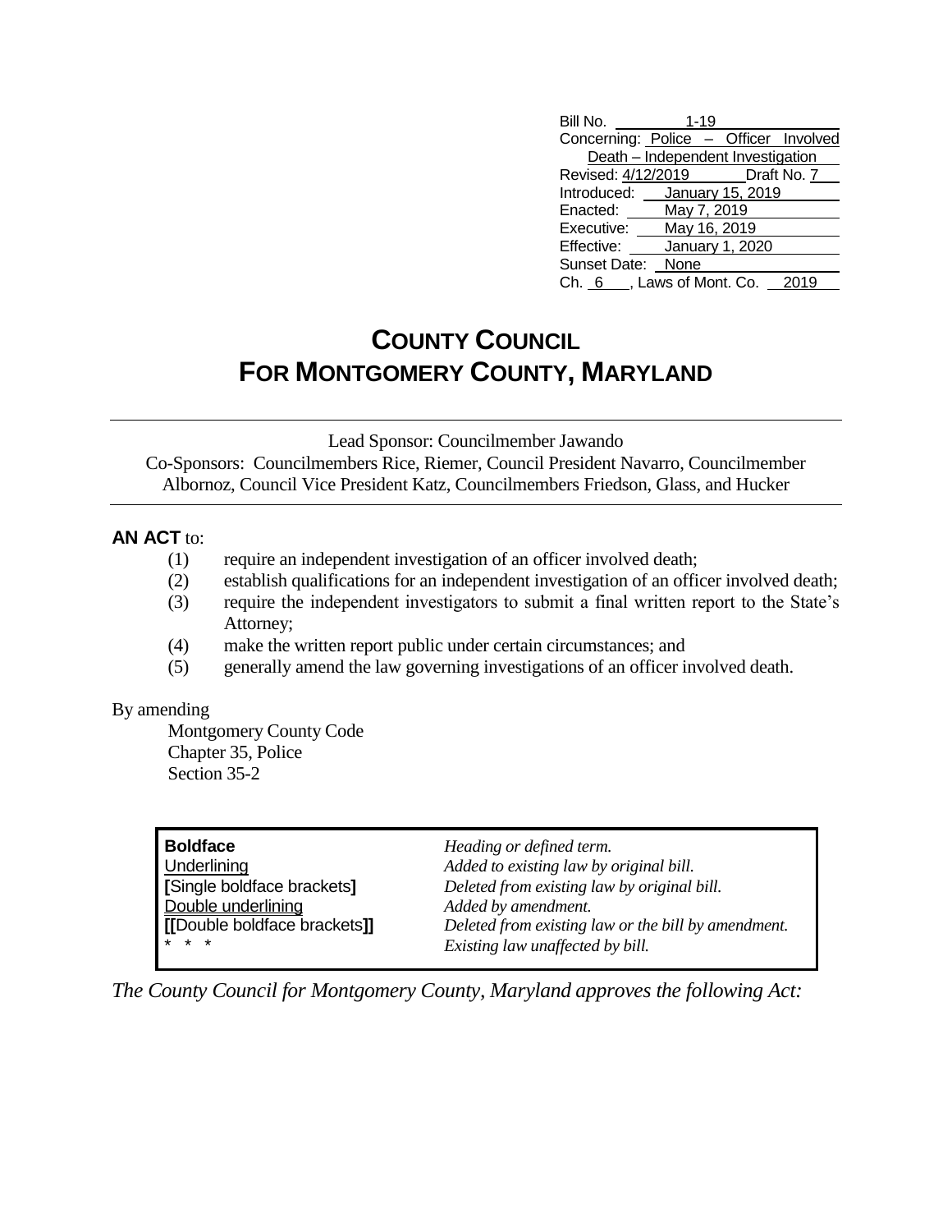Bill No. 1-19
Concerning: Police – Officer Involved Death – Independent Investigation
Revised: 4/12/2019 Draft No. 7
Introduced: January 15, 2019
Enacted: May 7, 2019
Executive: May 16, 2019
Effective: January 1, 2020
Sunset Date: None
Ch. 6, Laws of Mont. Co. 2019

# COUNTY COUNCIL FOR MONTGOMERY COUNTY, MARYLAND

Lead Sponsor: Councilmember Jawando
Co-Sponsors: Councilmembers Rice, Riemer, Council President Navarro, Councilmember Albornoz, Council Vice President Katz, Councilmembers Friedson, Glass, and Hucker

**AN ACT** to:

(1) require an independent investigation of an officer involved death;
(2) establish qualifications for an independent investigation of an officer involved death;
(3) require the independent investigators to submit a final written report to the State's Attorney;
(4) make the written report public under certain circumstances; and
(5) generally amend the law governing investigations of an officer involved death.

By amending
Montgomery County Code
Chapter 35, Police
Section 35-2

| | |
|---|---|
| **Boldface** | *Heading or defined term.* |
| Underlining | *Added to existing law by original bill.* |
| **[**Single boldface brackets**]** | *Deleted from existing law by original bill.* |
| Double underlining | *Added by amendment.* |
| **[[**Double boldface brackets**]]** | *Deleted from existing law or the bill by amendment.* |
| \* \* \* | *Existing law unaffected by bill.* |

*The County Council for Montgomery County, Maryland approves the following Act:*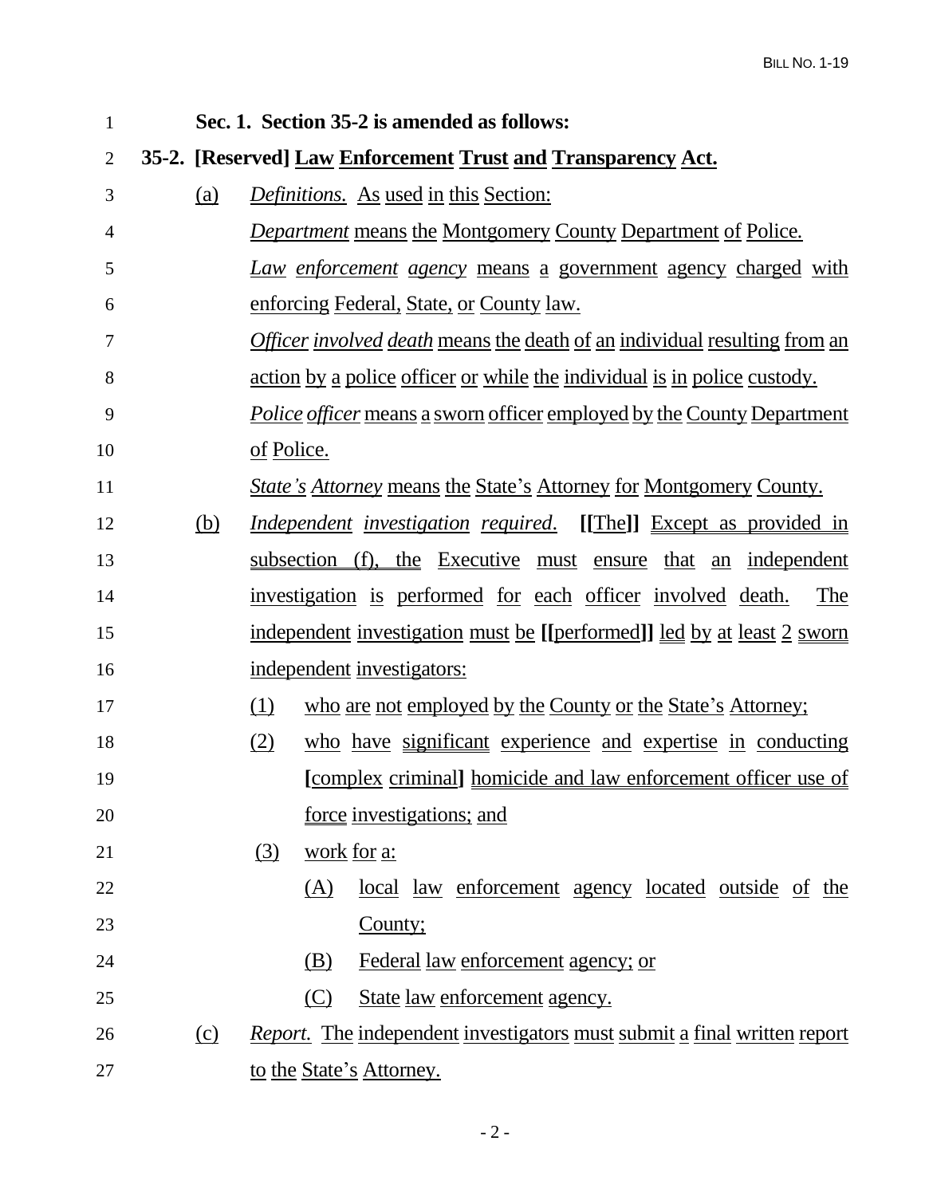**Sec. 1. Section 35-2 is amended as follows:**

**35-2. [Reserved] Law Enforcement Trust and Transparency Act.**

(a) *Definitions.* As used in this Section:

*Department* means the Montgomery County Department of Police.

*Law enforcement agency* means a government agency charged with enforcing Federal, State, or County law.

*Officer involved death* means the death of an individual resulting from an action by a police officer or while the individual is in police custody.

*Police officer* means a sworn officer employed by the County Department of Police.

*State's Attorney* means the State's Attorney for Montgomery County.

(b) *Independent investigation required.* **[[**The**]]** Except as provided in subsection (f), the Executive must ensure that an independent investigation is performed for each officer involved death. The independent investigation must be **[[**performed**]]** led by at least 2 sworn independent investigators:

(1) who are not employed by the County or the State's Attorney;

(2) who have significant experience and expertise in conducting **[**complex criminal**]** homicide and law enforcement officer use of force investigations; and

(3) work for a:

(A) local law enforcement agency located outside of the County;

(B) Federal law enforcement agency; or

(C) State law enforcement agency.

(c) *Report.* The independent investigators must submit a final written report to the State's Attorney.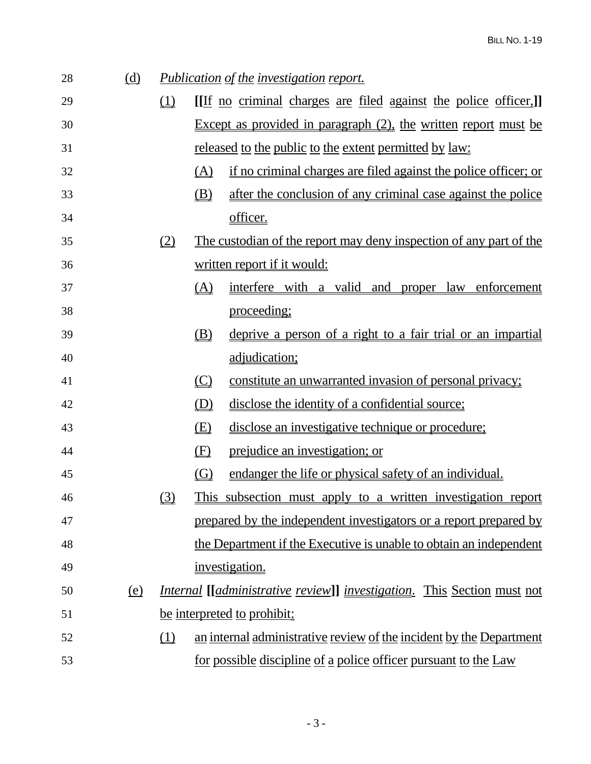(d) *Publication of the investigation report.*

(1) [[If no criminal charges are filed against the police officer,]] Except as provided in paragraph (2), the written report must be released to the public to the extent permitted by law:

(A) if no criminal charges are filed against the police officer; or

(B) after the conclusion of any criminal case against the police officer.

(2) The custodian of the report may deny inspection of any part of the written report if it would:

(A) interfere with a valid and proper law enforcement proceeding;

(B) deprive a person of a right to a fair trial or an impartial adjudication;

(C) constitute an unwarranted invasion of personal privacy;

(D) disclose the identity of a confidential source;

(E) disclose an investigative technique or procedure;

(F) prejudice an investigation; or

(G) endanger the life or physical safety of an individual.

(3) This subsection must apply to a written investigation report prepared by the independent investigators or a report prepared by the Department if the Executive is unable to obtain an independent investigation.

(e) *Internal* [[*administrative review*]] *investigation*. This Section must not be interpreted to prohibit:

(1) an internal administrative review of the incident by the Department for possible discipline of a police officer pursuant to the Law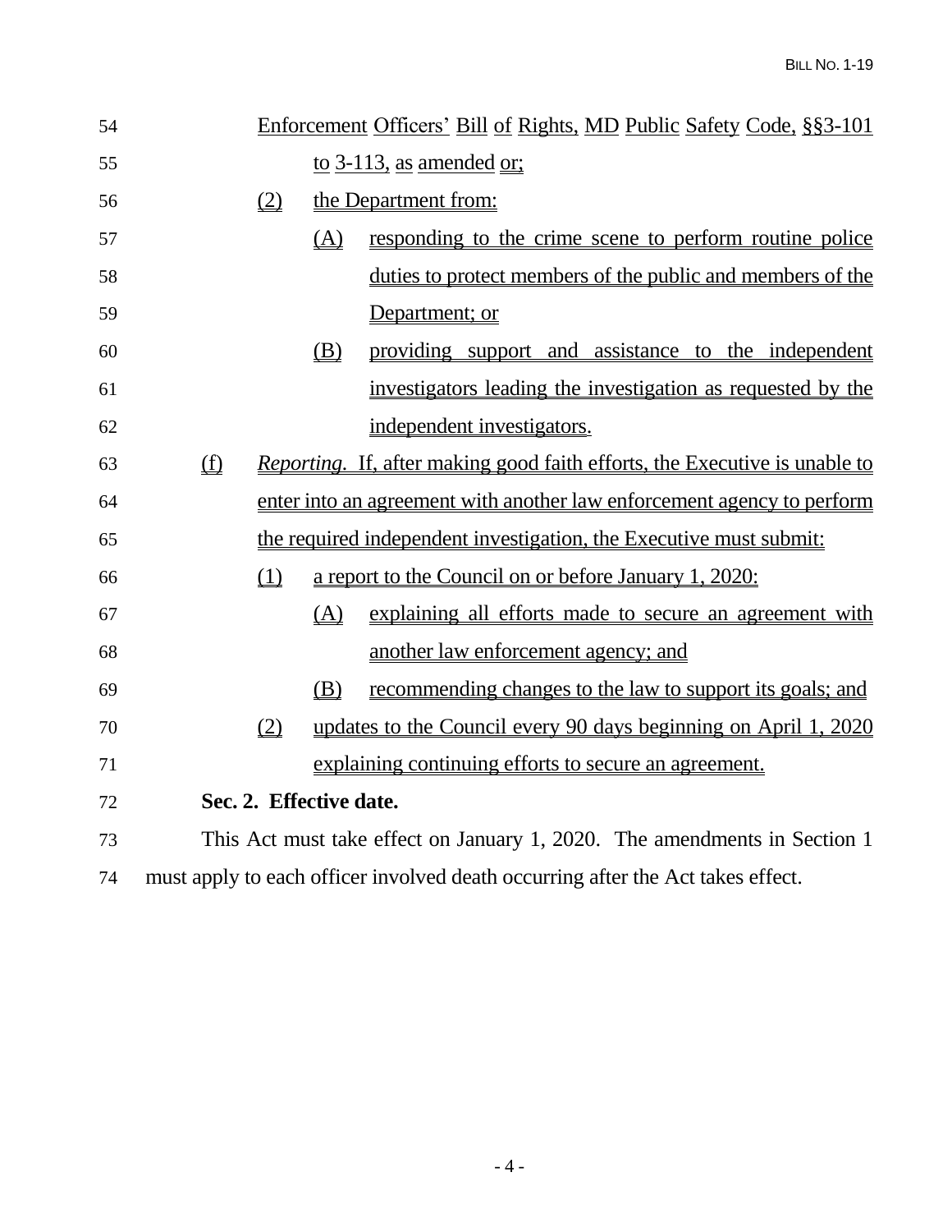Enforcement Officers' Bill of Rights, MD Public Safety Code, §§3-101 to 3-113, as amended or;

(2) the Department from:

(A) responding to the crime scene to perform routine police duties to protect members of the public and members of the Department; or

(B) providing support and assistance to the independent investigators leading the investigation as requested by the independent investigators.

(f) *Reporting.* If, after making good faith efforts, the Executive is unable to enter into an agreement with another law enforcement agency to perform the required independent investigation, the Executive must submit:

(1) a report to the Council on or before January 1, 2020:

(A) explaining all efforts made to secure an agreement with another law enforcement agency; and

(B) recommending changes to the law to support its goals; and

(2) updates to the Council every 90 days beginning on April 1, 2020 explaining continuing efforts to secure an agreement.

**Sec. 2. Effective date.**

This Act must take effect on January 1, 2020. The amendments in Section 1 must apply to each officer involved death occurring after the Act takes effect.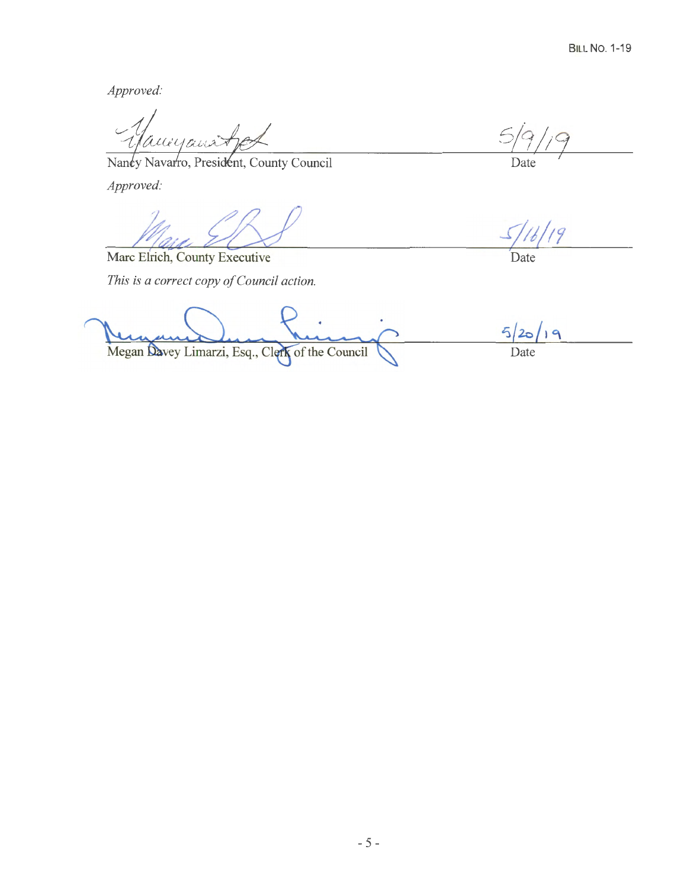*Approved:*

Nancy Navarro, President, County Council — Date: 5/9/19

*Approved:*

Marc Elrich, County Executive — Date: 5/16/19

*This is a correct copy of Council action.*

Megan Davey Limarzi, Esq., Clerk of the Council — Date: 5/20/19